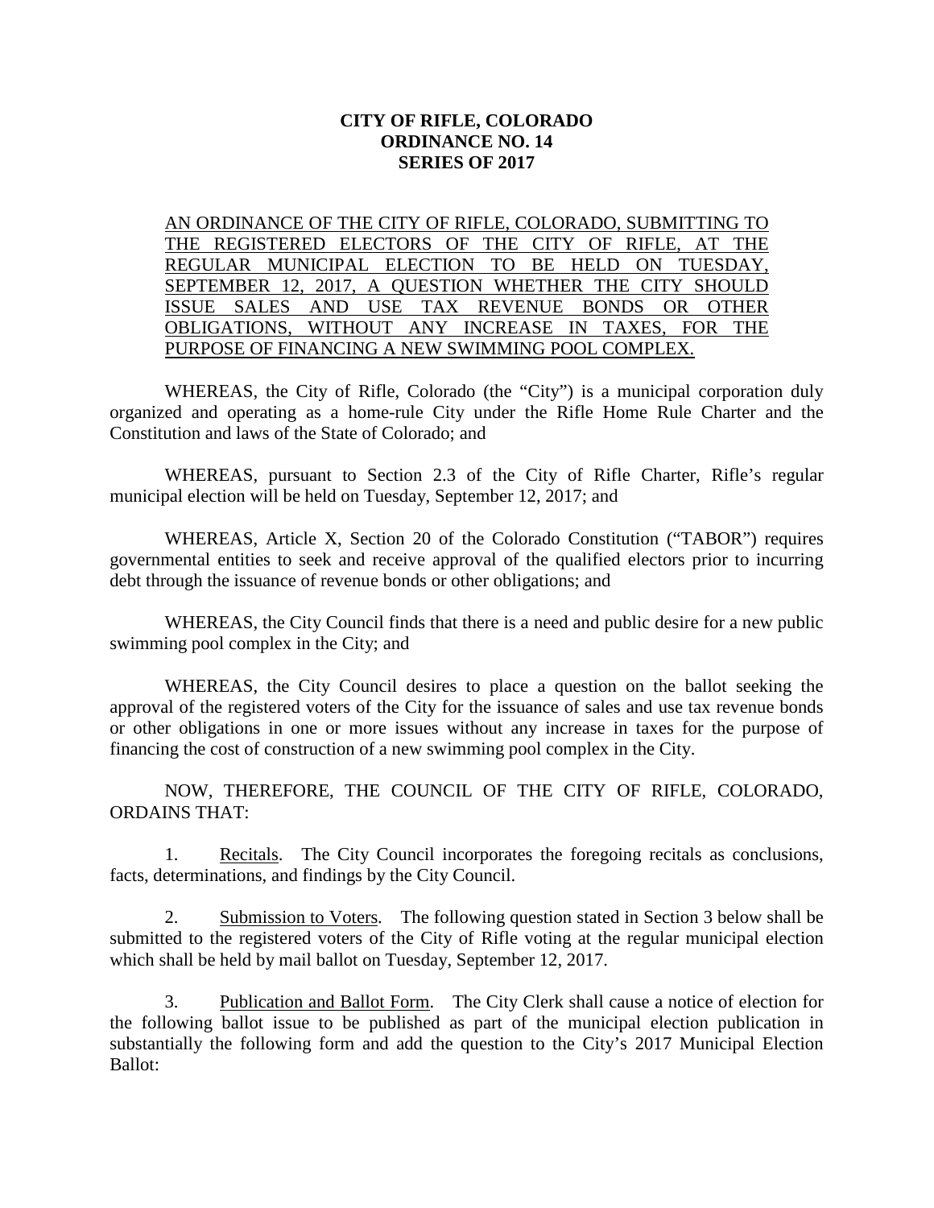**CITY OF RIFLE, COLORADO**
**ORDINANCE NO. 14**
**SERIES OF 2017**

AN ORDINANCE OF THE CITY OF RIFLE, COLORADO, SUBMITTING TO THE REGISTERED ELECTORS OF THE CITY OF RIFLE, AT THE REGULAR MUNICIPAL ELECTION TO BE HELD ON TUESDAY, SEPTEMBER 12, 2017, A QUESTION WHETHER THE CITY SHOULD ISSUE SALES AND USE TAX REVENUE BONDS OR OTHER OBLIGATIONS, WITHOUT ANY INCREASE IN TAXES, FOR THE PURPOSE OF FINANCING A NEW SWIMMING POOL COMPLEX.

WHEREAS, the City of Rifle, Colorado (the "City") is a municipal corporation duly organized and operating as a home-rule City under the Rifle Home Rule Charter and the Constitution and laws of the State of Colorado; and

WHEREAS, pursuant to Section 2.3 of the City of Rifle Charter, Rifle's regular municipal election will be held on Tuesday, September 12, 2017; and

WHEREAS, Article X, Section 20 of the Colorado Constitution ("TABOR") requires governmental entities to seek and receive approval of the qualified electors prior to incurring debt through the issuance of revenue bonds or other obligations; and

WHEREAS, the City Council finds that there is a need and public desire for a new public swimming pool complex in the City; and

WHEREAS, the City Council desires to place a question on the ballot seeking the approval of the registered voters of the City for the issuance of sales and use tax revenue bonds or other obligations in one or more issues without any increase in taxes for the purpose of financing the cost of construction of a new swimming pool complex in the City.

NOW, THEREFORE, THE COUNCIL OF THE CITY OF RIFLE, COLORADO, ORDAINS THAT:

1. Recitals. The City Council incorporates the foregoing recitals as conclusions, facts, determinations, and findings by the City Council.

2. Submission to Voters. The following question stated in Section 3 below shall be submitted to the registered voters of the City of Rifle voting at the regular municipal election which shall be held by mail ballot on Tuesday, September 12, 2017.

3. Publication and Ballot Form. The City Clerk shall cause a notice of election for the following ballot issue to be published as part of the municipal election publication in substantially the following form and add the question to the City's 2017 Municipal Election Ballot: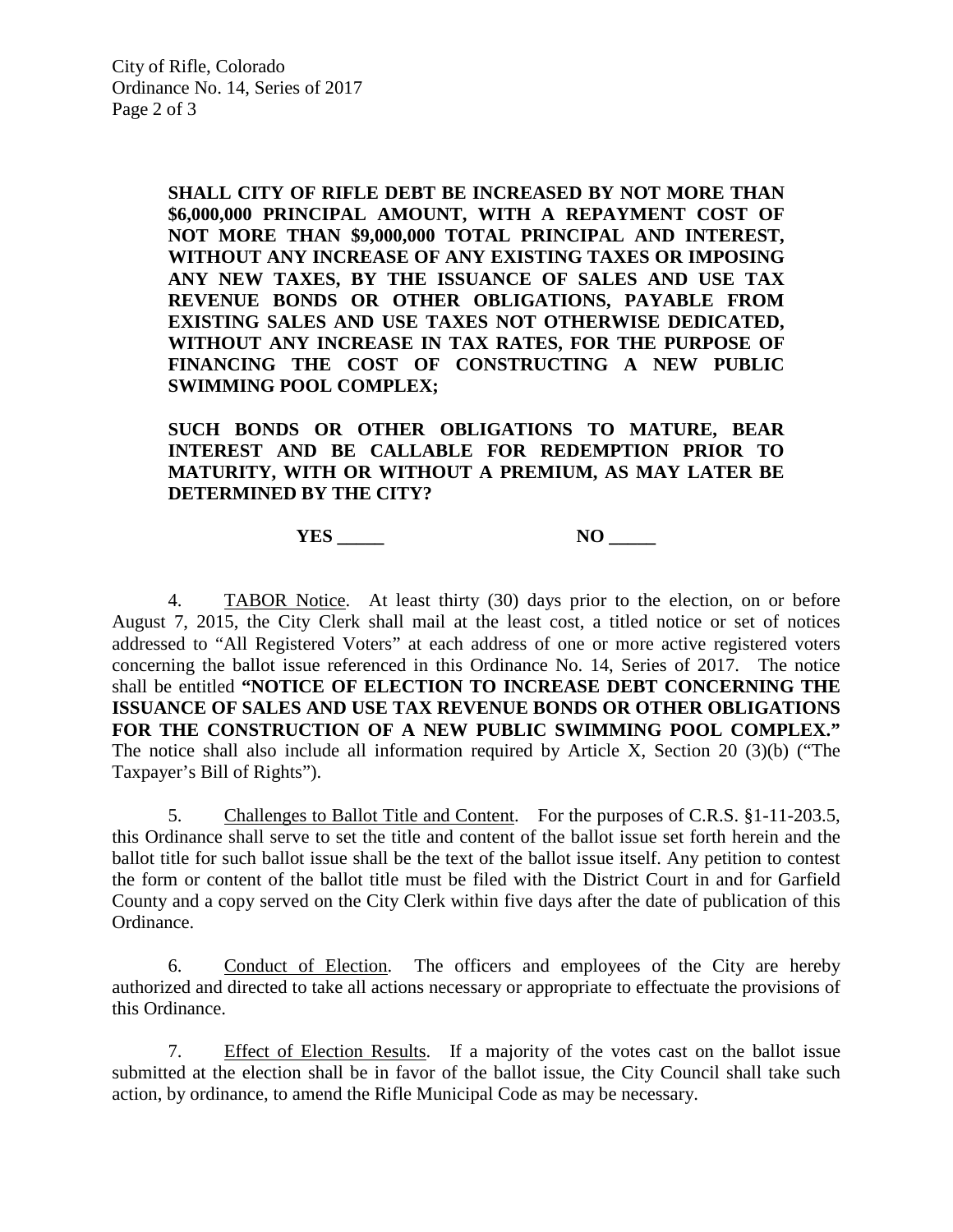**SHALL CITY OF RIFLE DEBT BE INCREASED BY NOT MORE THAN $6,000,000 PRINCIPAL AMOUNT, WITH A REPAYMENT COST OF NOT MORE THAN $9,000,000 TOTAL PRINCIPAL AND INTEREST, WITHOUT ANY INCREASE OF ANY EXISTING TAXES OR IMPOSING ANY NEW TAXES, BY THE ISSUANCE OF SALES AND USE TAX REVENUE BONDS OR OTHER OBLIGATIONS, PAYABLE FROM EXISTING SALES AND USE TAXES NOT OTHERWISE DEDICATED, WITHOUT ANY INCREASE IN TAX RATES, FOR THE PURPOSE OF FINANCING THE COST OF CONSTRUCTING A NEW PUBLIC SWIMMING POOL COMPLEX;**

**SUCH BONDS OR OTHER OBLIGATIONS TO MATURE, BEAR INTEREST AND BE CALLABLE FOR REDEMPTION PRIOR TO MATURITY, WITH OR WITHOUT A PREMIUM, AS MAY LATER BE DETERMINED BY THE CITY?**

**YES _____** **NO _____**

4. TABOR Notice. At least thirty (30) days prior to the election, on or before August 7, 2015, the City Clerk shall mail at the least cost, a titled notice or set of notices addressed to "All Registered Voters" at each address of one or more active registered voters concerning the ballot issue referenced in this Ordinance No. 14, Series of 2017. The notice shall be entitled **"NOTICE OF ELECTION TO INCREASE DEBT CONCERNING THE ISSUANCE OF SALES AND USE TAX REVENUE BONDS OR OTHER OBLIGATIONS FOR THE CONSTRUCTION OF A NEW PUBLIC SWIMMING POOL COMPLEX."** The notice shall also include all information required by Article X, Section 20 (3)(b) ("The Taxpayer's Bill of Rights").

5. Challenges to Ballot Title and Content. For the purposes of C.R.S. §1-11-203.5, this Ordinance shall serve to set the title and content of the ballot issue set forth herein and the ballot title for such ballot issue shall be the text of the ballot issue itself. Any petition to contest the form or content of the ballot title must be filed with the District Court in and for Garfield County and a copy served on the City Clerk within five days after the date of publication of this Ordinance.

6. Conduct of Election. The officers and employees of the City are hereby authorized and directed to take all actions necessary or appropriate to effectuate the provisions of this Ordinance.

7. Effect of Election Results. If a majority of the votes cast on the ballot issue submitted at the election shall be in favor of the ballot issue, the City Council shall take such action, by ordinance, to amend the Rifle Municipal Code as may be necessary.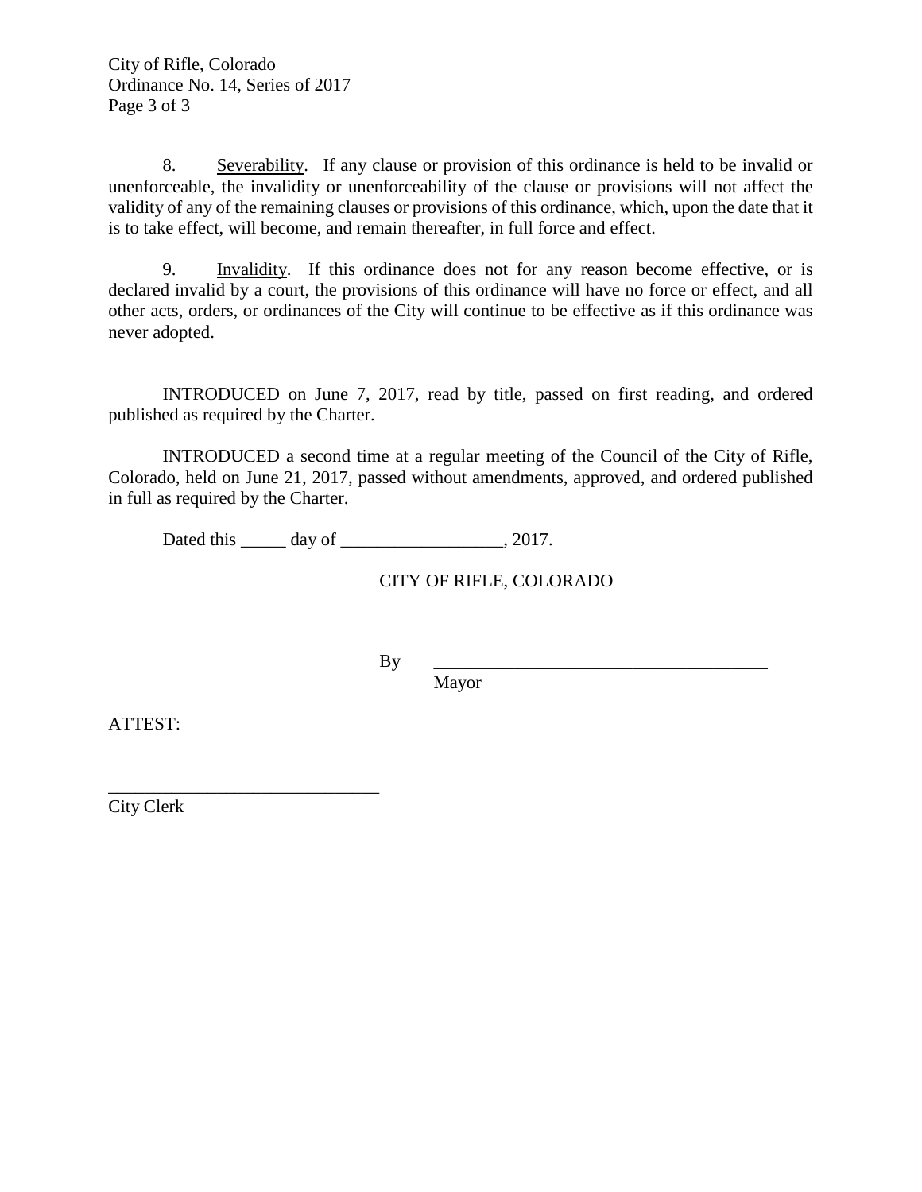8. Severability. If any clause or provision of this ordinance is held to be invalid or unenforceable, the invalidity or unenforceability of the clause or provisions will not affect the validity of any of the remaining clauses or provisions of this ordinance, which, upon the date that it is to take effect, will become, and remain thereafter, in full force and effect.

9. Invalidity. If this ordinance does not for any reason become effective, or is declared invalid by a court, the provisions of this ordinance will have no force or effect, and all other acts, orders, or ordinances of the City will continue to be effective as if this ordinance was never adopted.

INTRODUCED on June 7, 2017, read by title, passed on first reading, and ordered published as required by the Charter.

INTRODUCED a second time at a regular meeting of the Council of the City of Rifle, Colorado, held on June 21, 2017, passed without amendments, approved, and ordered published in full as required by the Charter.

Dated this _____ day of __________________, 2017.

CITY OF RIFLE, COLORADO

By _____________________________________
Mayor

ATTEST:

______________________________
City Clerk